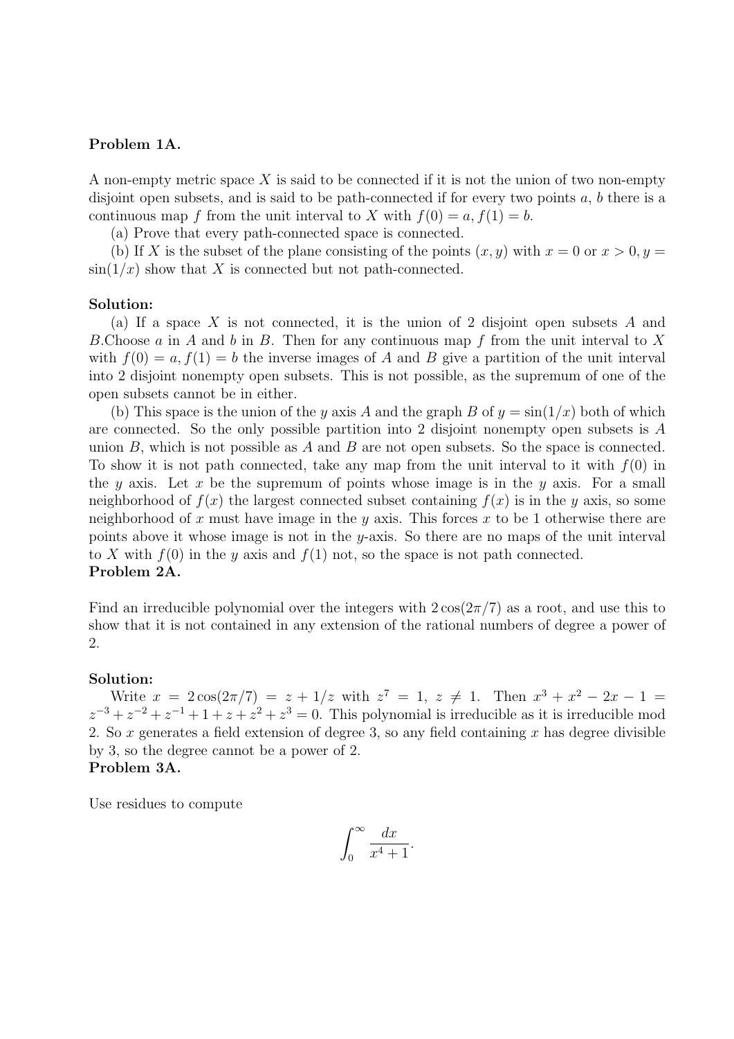**Problem 1A.**

A non-empty metric space $X$ is said to be connected if it is not the union of two non-empty disjoint open subsets, and is said to be path-connected if for every two points $a$, $b$ there is a continuous map $f$ from the unit interval to $X$ with $f(0) = a, f(1) = b$.

(a) Prove that every path-connected space is connected.

(b) If $X$ is the subset of the plane consisting of the points $(x, y)$ with $x = 0$ or $x > 0, y = \sin(1/x)$ show that $X$ is connected but not path-connected.

**Solution:**

(a) If a space $X$ is not connected, it is the union of 2 disjoint open subsets $A$ and $B$.Choose $a$ in $A$ and $b$ in $B$. Then for any continuous map $f$ from the unit interval to $X$ with $f(0) = a, f(1) = b$ the inverse images of $A$ and $B$ give a partition of the unit interval into 2 disjoint nonempty open subsets. This is not possible, as the supremum of one of the open subsets cannot be in either.

(b) This space is the union of the $y$ axis $A$ and the graph $B$ of $y = \sin(1/x)$ both of which are connected. So the only possible partition into 2 disjoint nonempty open subsets is $A$ union $B$, which is not possible as $A$ and $B$ are not open subsets. So the space is connected. To show it is not path connected, take any map from the unit interval to it with $f(0)$ in the $y$ axis. Let $x$ be the supremum of points whose image is in the $y$ axis. For a small neighborhood of $f(x)$ the largest connected subset containing $f(x)$ is in the $y$ axis, so some neighborhood of $x$ must have image in the $y$ axis. This forces $x$ to be 1 otherwise there are points above it whose image is not in the $y$-axis. So there are no maps of the unit interval to $X$ with $f(0)$ in the $y$ axis and $f(1)$ not, so the space is not path connected.

**Problem 2A.**

Find an irreducible polynomial over the integers with $2\cos(2\pi/7)$ as a root, and use this to show that it is not contained in any extension of the rational numbers of degree a power of 2.

**Solution:**

Write $x = 2\cos(2\pi/7) = z + 1/z$ with $z^7 = 1$, $z \neq 1$. Then $x^3 + x^2 - 2x - 1 = z^{-3} + z^{-2} + z^{-1} + 1 + z + z^2 + z^3 = 0$. This polynomial is irreducible as it is irreducible mod 2. So $x$ generates a field extension of degree 3, so any field containing $x$ has degree divisible by 3, so the degree cannot be a power of 2.

**Problem 3A.**

Use residues to compute

$$\int_0^\infty \frac{dx}{x^4 + 1}.$$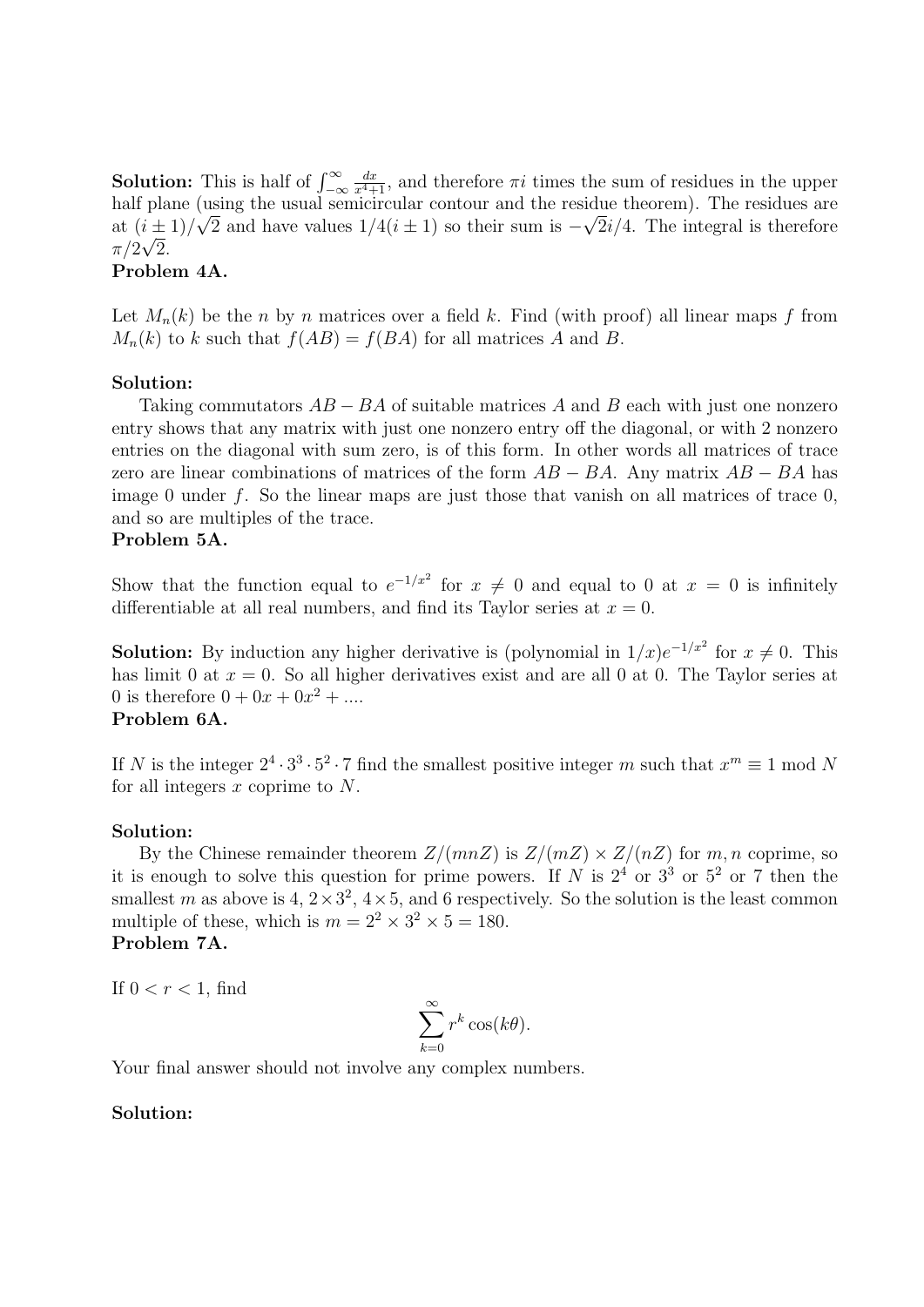**Solution:** This is half of $\int_{-\infty}^{\infty} \frac{dx}{x^4+1}$, and therefore $\pi i$ times the sum of residues in the upper half plane (using the usual semicircular contour and the residue theorem). The residues are at $(i \pm 1)/\sqrt{2}$ and have values $1/4(i \pm 1)$ so their sum is $-\sqrt{2}i/4$. The integral is therefore $\pi/2\sqrt{2}$.

**Problem 4A.**

Let $M_n(k)$ be the $n$ by $n$ matrices over a field $k$. Find (with proof) all linear maps $f$ from $M_n(k)$ to $k$ such that $f(AB) = f(BA)$ for all matrices $A$ and $B$.

**Solution:**

Taking commutators $AB - BA$ of suitable matrices $A$ and $B$ each with just one nonzero entry shows that any matrix with just one nonzero entry off the diagonal, or with 2 nonzero entries on the diagonal with sum zero, is of this form. In other words all matrices of trace zero are linear combinations of matrices of the form $AB - BA$. Any matrix $AB - BA$ has image 0 under $f$. So the linear maps are just those that vanish on all matrices of trace 0, and so are multiples of the trace.

**Problem 5A.**

Show that the function equal to $e^{-1/x^2}$ for $x \neq 0$ and equal to 0 at $x = 0$ is infinitely differentiable at all real numbers, and find its Taylor series at $x = 0$.

**Solution:** By induction any higher derivative is (polynomial in $1/x)e^{-1/x^2}$ for $x \neq 0$. This has limit 0 at $x = 0$. So all higher derivatives exist and are all 0 at 0. The Taylor series at 0 is therefore $0 + 0x + 0x^2 + ....$

**Problem 6A.**

If $N$ is the integer $2^4 \cdot 3^3 \cdot 5^2 \cdot 7$ find the smallest positive integer $m$ such that $x^m \equiv 1 \bmod N$ for all integers $x$ coprime to $N$.

**Solution:**

By the Chinese remainder theorem $Z/(mnZ)$ is $Z/(mZ) \times Z/(nZ)$ for $m, n$ coprime, so it is enough to solve this question for prime powers. If $N$ is $2^4$ or $3^3$ or $5^2$ or 7 then the smallest $m$ as above is 4, $2 \times 3^2$, $4 \times 5$, and 6 respectively. So the solution is the least common multiple of these, which is $m = 2^2 \times 3^2 \times 5 = 180$.

**Problem 7A.**

If $0 < r < 1$, find

$$\sum_{k=0}^{\infty} r^k \cos(k\theta).$$

Your final answer should not involve any complex numbers.

**Solution:**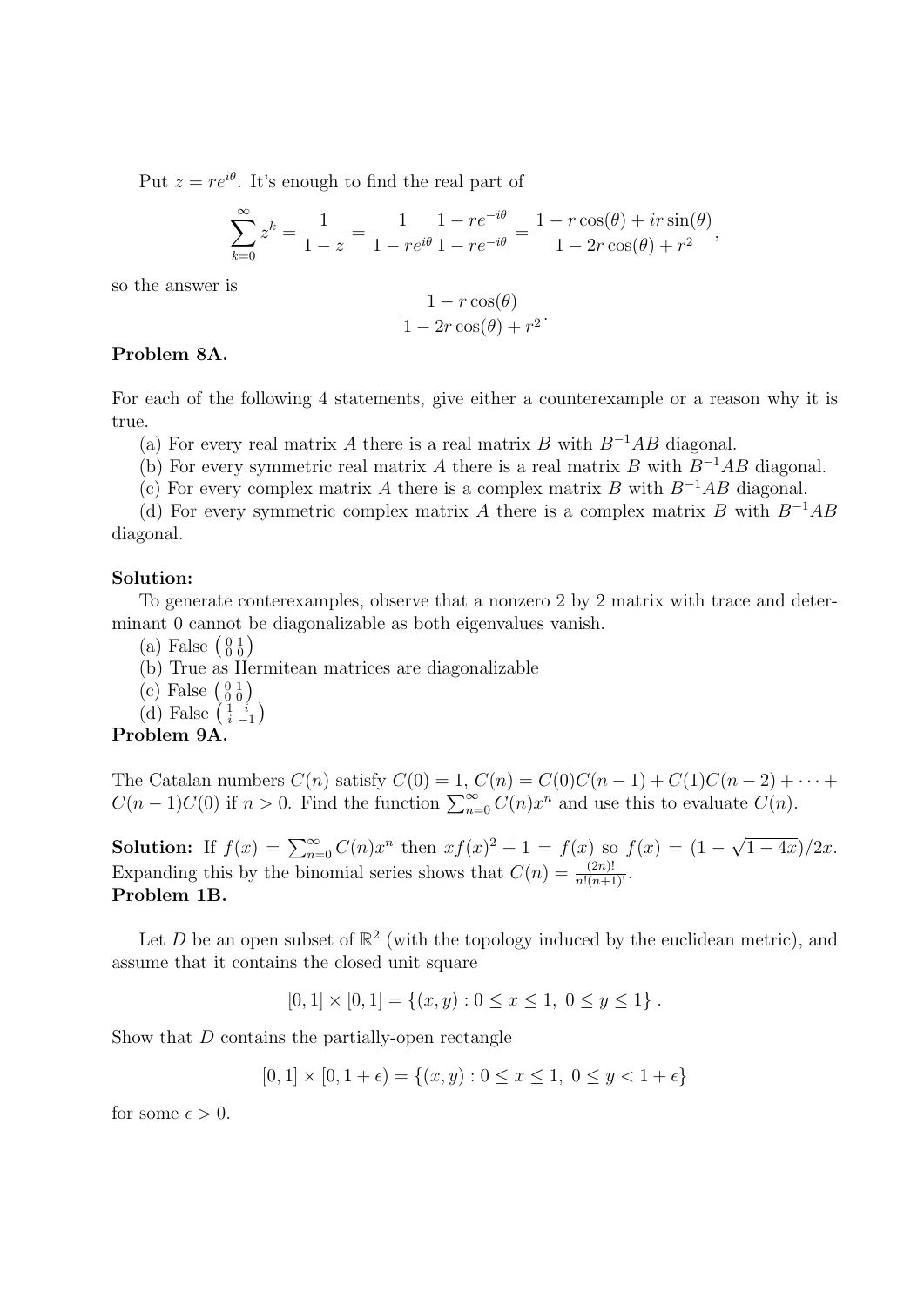Put $z = re^{i\theta}$. It's enough to find the real part of

$$\sum_{k=0}^{\infty} z^k = \frac{1}{1-z} = \frac{1}{1-re^{i\theta}} \frac{1-re^{-i\theta}}{1-re^{-i\theta}} = \frac{1-r\cos(\theta)+ir\sin(\theta)}{1-2r\cos(\theta)+r^2},$$

so the answer is

$$\frac{1-r\cos(\theta)}{1-2r\cos(\theta)+r^2}.$$

**Problem 8A.**

For each of the following 4 statements, give either a counterexample or a reason why it is true.

(a) For every real matrix $A$ there is a real matrix $B$ with $B^{-1}AB$ diagonal.

(b) For every symmetric real matrix $A$ there is a real matrix $B$ with $B^{-1}AB$ diagonal.

(c) For every complex matrix $A$ there is a complex matrix $B$ with $B^{-1}AB$ diagonal.

(d) For every symmetric complex matrix $A$ there is a complex matrix $B$ with $B^{-1}AB$ diagonal.

**Solution:**

To generate conterexamples, observe that a nonzero 2 by 2 matrix with trace and determinant 0 cannot be diagonalizable as both eigenvalues vanish.

(a) False $\left(\begin{smallmatrix} 0 & 1 \\ 0 & 0 \end{smallmatrix}\right)$

(b) True as Hermitean matrices are diagonalizable

(c) False $\left(\begin{smallmatrix} 0 & 1 \\ 0 & 0 \end{smallmatrix}\right)$

(d) False $\left(\begin{smallmatrix} 1 & i \\ i & -1 \end{smallmatrix}\right)$

**Problem 9A.**

The Catalan numbers $C(n)$ satisfy $C(0) = 1$, $C(n) = C(0)C(n-1) + C(1)C(n-2) + \cdots + C(n-1)C(0)$ if $n > 0$. Find the function $\sum_{n=0}^{\infty} C(n)x^n$ and use this to evaluate $C(n)$.

**Solution:** If $f(x) = \sum_{n=0}^{\infty} C(n)x^n$ then $xf(x)^2 + 1 = f(x)$ so $f(x) = (1 - \sqrt{1-4x})/2x$. Expanding this by the binomial series shows that $C(n) = \frac{(2n)!}{n!(n+1)!}$.

**Problem 1B.**

Let $D$ be an open subset of $\mathbb{R}^2$ (with the topology induced by the euclidean metric), and assume that it contains the closed unit square

$$[0,1] \times [0,1] = \{(x,y) : 0 \leq x \leq 1,\ 0 \leq y \leq 1\}.$$

Show that $D$ contains the partially-open rectangle

$$[0,1] \times [0, 1+\epsilon) = \{(x,y) : 0 \leq x \leq 1,\ 0 \leq y < 1+\epsilon\}$$

for some $\epsilon > 0$.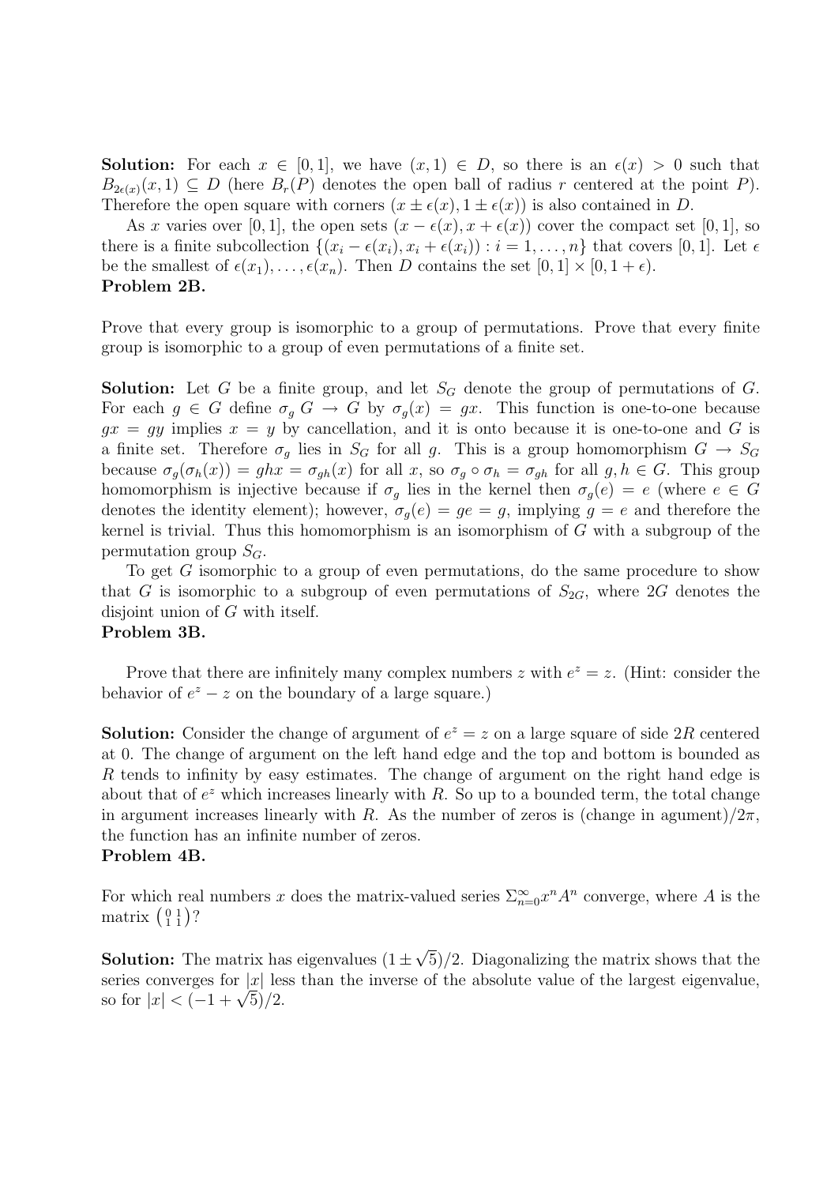**Solution:** For each $x \in [0,1]$, we have $(x,1) \in D$, so there is an $\epsilon(x) > 0$ such that $B_{2\epsilon(x)}(x,1) \subseteq D$ (here $B_r(P)$ denotes the open ball of radius $r$ centered at the point $P$). Therefore the open square with corners $(x \pm \epsilon(x), 1 \pm \epsilon(x))$ is also contained in $D$.

As $x$ varies over $[0,1]$, the open sets $(x - \epsilon(x), x + \epsilon(x))$ cover the compact set $[0,1]$, so there is a finite subcollection $\{(x_i - \epsilon(x_i), x_i + \epsilon(x_i)) : i = 1, \ldots, n\}$ that covers $[0,1]$. Let $\epsilon$ be the smallest of $\epsilon(x_1), \ldots, \epsilon(x_n)$. Then $D$ contains the set $[0,1] \times [0, 1+\epsilon)$.

**Problem 2B.**

Prove that every group is isomorphic to a group of permutations. Prove that every finite group is isomorphic to a group of even permutations of a finite set.

**Solution:** Let $G$ be a finite group, and let $S_G$ denote the group of permutations of $G$. For each $g \in G$ define $\sigma_g$ $G \to G$ by $\sigma_g(x) = gx$. This function is one-to-one because $gx = gy$ implies $x = y$ by cancellation, and it is onto because it is one-to-one and $G$ is a finite set. Therefore $\sigma_g$ lies in $S_G$ for all $g$. This is a group homomorphism $G \to S_G$ because $\sigma_g(\sigma_h(x)) = ghx = \sigma_{gh}(x)$ for all $x$, so $\sigma_g \circ \sigma_h = \sigma_{gh}$ for all $g, h \in G$. This group homomorphism is injective because if $\sigma_g$ lies in the kernel then $\sigma_g(e) = e$ (where $e \in G$ denotes the identity element); however, $\sigma_g(e) = ge = g$, implying $g = e$ and therefore the kernel is trivial. Thus this homomorphism is an isomorphism of $G$ with a subgroup of the permutation group $S_G$.

To get $G$ isomorphic to a group of even permutations, do the same procedure to show that $G$ is isomorphic to a subgroup of even permutations of $S_{2G}$, where $2G$ denotes the disjoint union of $G$ with itself.

**Problem 3B.**

Prove that there are infinitely many complex numbers $z$ with $e^z = z$. (Hint: consider the behavior of $e^z - z$ on the boundary of a large square.)

**Solution:** Consider the change of argument of $e^z = z$ on a large square of side $2R$ centered at 0. The change of argument on the left hand edge and the top and bottom is bounded as $R$ tends to infinity by easy estimates. The change of argument on the right hand edge is about that of $e^z$ which increases linearly with $R$. So up to a bounded term, the total change in argument increases linearly with $R$. As the number of zeros is (change in agument)$/2\pi$, the function has an infinite number of zeros.

**Problem 4B.**

For which real numbers $x$ does the matrix-valued series $\Sigma_{n=0}^{\infty} x^n A^n$ converge, where $A$ is the matrix $\left(\begin{smallmatrix} 0 & 1 \\ 1 & 1 \end{smallmatrix}\right)$?

**Solution:** The matrix has eigenvalues $(1 \pm \sqrt{5})/2$. Diagonalizing the matrix shows that the series converges for $|x|$ less than the inverse of the absolute value of the largest eigenvalue, so for $|x| < (-1 + \sqrt{5})/2$.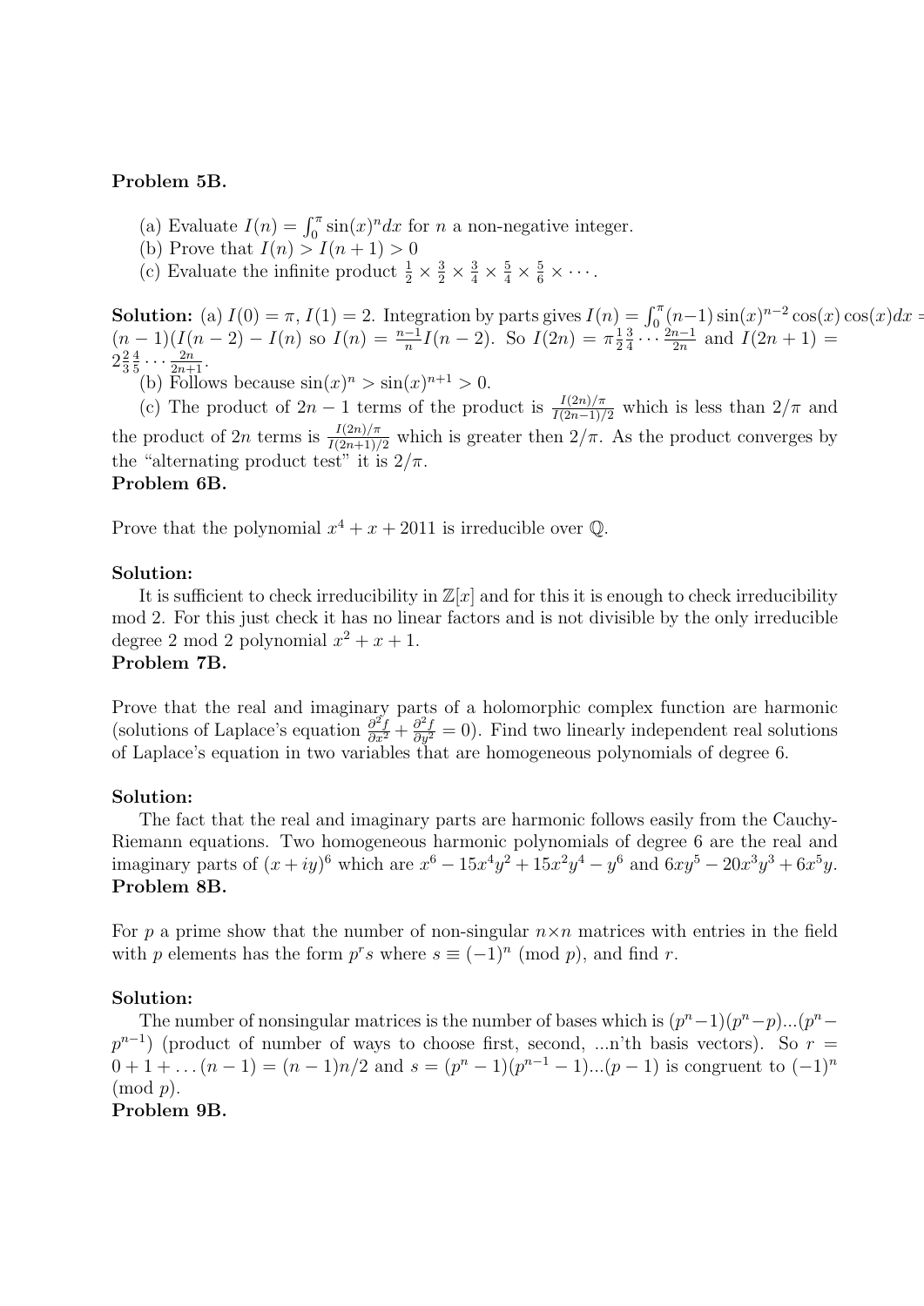**Problem 5B.**

(a) Evaluate $I(n) = \int_0^\pi \sin(x)^n dx$ for $n$ a non-negative integer.
(b) Prove that $I(n) > I(n+1) > 0$
(c) Evaluate the infinite product $\frac{1}{2} \times \frac{3}{2} \times \frac{3}{4} \times \frac{5}{4} \times \frac{5}{6} \times \cdots$.

**Solution:** (a) $I(0) = \pi$, $I(1) = 2$. Integration by parts gives $I(n) = \int_0^\pi (n-1)\sin(x)^{n-2}\cos(x)\cos(x)dx = (n-1)(I(n-2) - I(n))$ so $I(n) = \frac{n-1}{n} I(n-2)$. So $I(2n) = \pi \frac{1}{2}\frac{3}{4}\cdots\frac{2n-1}{2n}$ and $I(2n+1) = 2\frac{2}{3}\frac{4}{5}\cdots\frac{2n}{2n+1}$.

(b) Follows because $\sin(x)^n > \sin(x)^{n+1} > 0$.

(c) The product of $2n-1$ terms of the product is $\frac{I(2n)/\pi}{I(2n-1)/2}$ which is less than $2/\pi$ and the product of $2n$ terms is $\frac{I(2n)/\pi}{I(2n+1)/2}$ which is greater then $2/\pi$. As the product converges by the "alternating product test" it is $2/\pi$.

**Problem 6B.**

Prove that the polynomial $x^4 + x + 2011$ is irreducible over $\mathbb{Q}$.

**Solution:**

It is sufficient to check irreducibility in $\mathbb{Z}[x]$ and for this it is enough to check irreducibility mod 2. For this just check it has no linear factors and is not divisible by the only irreducible degree 2 mod 2 polynomial $x^2 + x + 1$.

**Problem 7B.**

Prove that the real and imaginary parts of a holomorphic complex function are harmonic (solutions of Laplace's equation $\frac{\partial^2 f}{\partial x^2} + \frac{\partial^2 f}{\partial y^2} = 0$). Find two linearly independent real solutions of Laplace's equation in two variables that are homogeneous polynomials of degree 6.

**Solution:**

The fact that the real and imaginary parts are harmonic follows easily from the Cauchy-Riemann equations. Two homogeneous harmonic polynomials of degree 6 are the real and imaginary parts of $(x+iy)^6$ which are $x^6 - 15x^4y^2 + 15x^2y^4 - y^6$ and $6xy^5 - 20x^3y^3 + 6x^5y$.

**Problem 8B.**

For $p$ a prime show that the number of non-singular $n \times n$ matrices with entries in the field with $p$ elements has the form $p^r s$ where $s \equiv (-1)^n \pmod p$, and find $r$.

**Solution:**

The number of nonsingular matrices is the number of bases which is $(p^n - 1)(p^n - p)\ldots(p^n - p^{n-1})$ (product of number of ways to choose first, second, ...n'th basis vectors). So $r = 0 + 1 + \ldots (n-1) = (n-1)n/2$ and $s = (p^n - 1)(p^{n-1} - 1)\ldots(p-1)$ is congruent to $(-1)^n \pmod p$.

**Problem 9B.**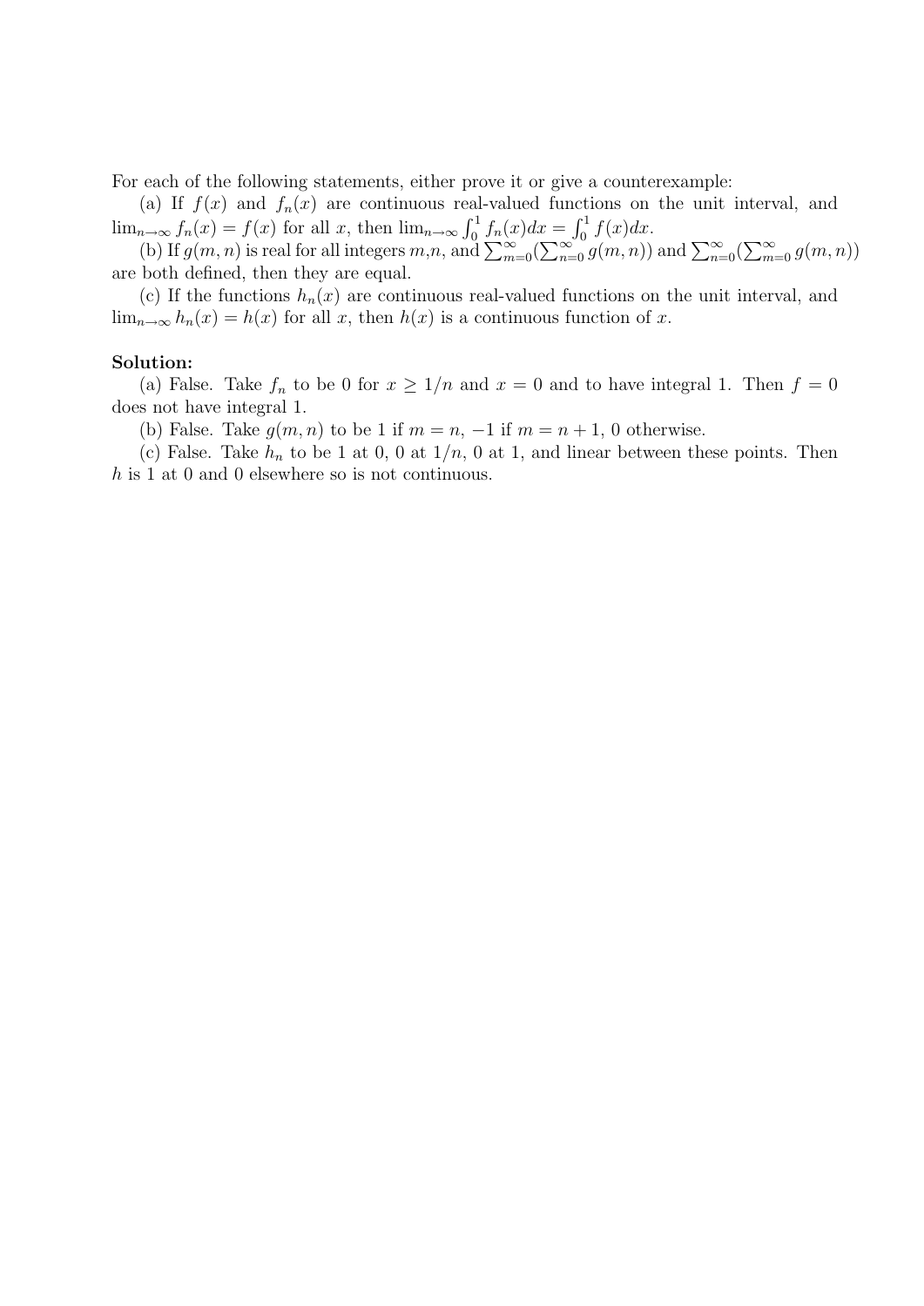For each of the following statements, either prove it or give a counterexample:

(a) If $f(x)$ and $f_n(x)$ are continuous real-valued functions on the unit interval, and $\lim_{n\to\infty} f_n(x) = f(x)$ for all $x$, then $\lim_{n\to\infty} \int_0^1 f_n(x)dx = \int_0^1 f(x)dx$.

(b) If $g(m,n)$ is real for all integers $m$,$n$, and $\sum_{m=0}^{\infty}(\sum_{n=0}^{\infty} g(m,n))$ and $\sum_{n=0}^{\infty}(\sum_{m=0}^{\infty} g(m,n))$ are both defined, then they are equal.

(c) If the functions $h_n(x)$ are continuous real-valued functions on the unit interval, and $\lim_{n\to\infty} h_n(x) = h(x)$ for all $x$, then $h(x)$ is a continuous function of $x$.

**Solution:**

(a) False. Take $f_n$ to be 0 for $x \geq 1/n$ and $x = 0$ and to have integral 1. Then $f = 0$ does not have integral 1.

(b) False. Take $g(m,n)$ to be 1 if $m = n$, $-1$ if $m = n + 1$, 0 otherwise.

(c) False. Take $h_n$ to be 1 at 0, 0 at $1/n$, 0 at 1, and linear between these points. Then $h$ is 1 at 0 and 0 elsewhere so is not continuous.